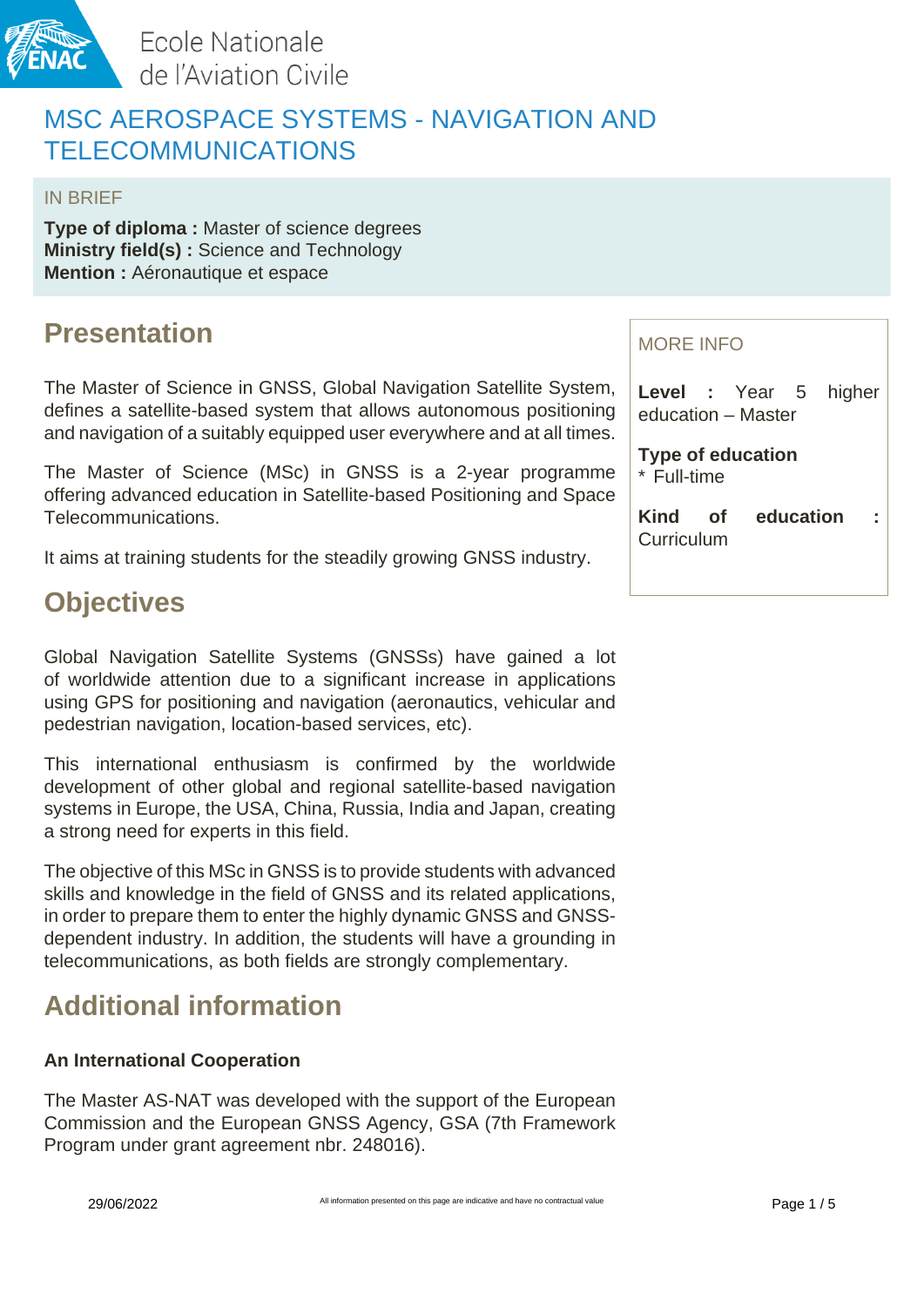Ecole Nationale de l'Aviation Civile

# MSC AEROSPACE SYSTEMS - NAVIGATION AND TELECOMMUNICATIONS

IN BRIEF

**Type of diploma :** Master of science degrees
**Ministry field(s) :** Science and Technology
**Mention :** Aéronautique et espace

## Presentation

The Master of Science in GNSS, Global Navigation Satellite System, defines a satellite-based system that allows autonomous positioning and navigation of a suitably equipped user everywhere and at all times.

The Master of Science (MSc) in GNSS is a 2-year programme offering advanced education in Satellite-based Positioning and Space Telecommunications.

It aims at training students for the steadily growing GNSS industry.

## Objectives

Global Navigation Satellite Systems (GNSSs) have gained a lot of worldwide attention due to a significant increase in applications using GPS for positioning and navigation (aeronautics, vehicular and pedestrian navigation, location-based services, etc).

This international enthusiasm is confirmed by the worldwide development of other global and regional satellite-based navigation systems in Europe, the USA, China, Russia, India and Japan, creating a strong need for experts in this field.

The objective of this MSc in GNSS is to provide students with advanced skills and knowledge in the field of GNSS and its related applications, in order to prepare them to enter the highly dynamic GNSS and GNSS-dependent industry. In addition, the students will have a grounding in telecommunications, as both fields are strongly complementary.

## Additional information

**An International Cooperation**

The Master AS-NAT was developed with the support of the European Commission and the European GNSS Agency, GSA (7th Framework Program under grant agreement nbr. 248016).

MORE INFO

**Level :** Year 5 higher education – Master

**Type of education**
* Full-time

**Kind of education :** Curriculum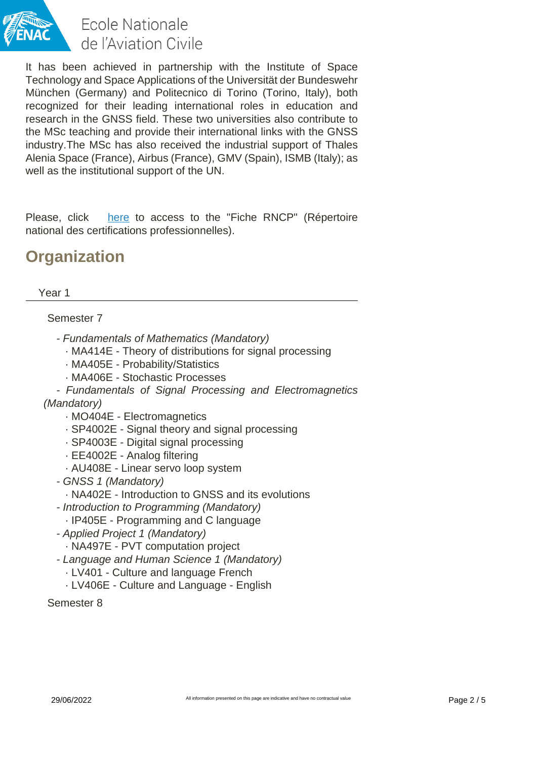It has been achieved in partnership with the Institute of Space Technology and Space Applications of the Universität der Bundeswehr München (Germany) and Politecnico di Torino (Torino, Italy), both recognized for their leading international roles in education and research in the GNSS field. These two universities also contribute to the MSc teaching and provide their international links with the GNSS industry.The MSc has also received the industrial support of Thales Alenia Space (France), Airbus (France), GMV (Spain), ISMB (Italy); as well as the institutional support of the UN.

Please, click [here]() to access to the "Fiche RNCP" (Répertoire national des certifications professionnelles).

## Organization

### Year 1

#### Semester 7

- *Fundamentals of Mathematics (Mandatory)*
  - · MA414E - Theory of distributions for signal processing
  - · MA405E - Probability/Statistics
  - · MA406E - Stochastic Processes
- *Fundamentals of Signal Processing and Electromagnetics (Mandatory)*
  - · MO404E - Electromagnetics
  - · SP4002E - Signal theory and signal processing
  - · SP4003E - Digital signal processing
  - · EE4002E - Analog filtering
  - · AU408E - Linear servo loop system
- *GNSS 1 (Mandatory)*
  - · NA402E - Introduction to GNSS and its evolutions
- *Introduction to Programming (Mandatory)*
  - · IP405E - Programming and C language
- *Applied Project 1 (Mandatory)*
  - · NA497E - PVT computation project
- *Language and Human Science 1 (Mandatory)*
  - · LV401 - Culture and language French
  - · LV406E - Culture and Language - English

#### Semester 8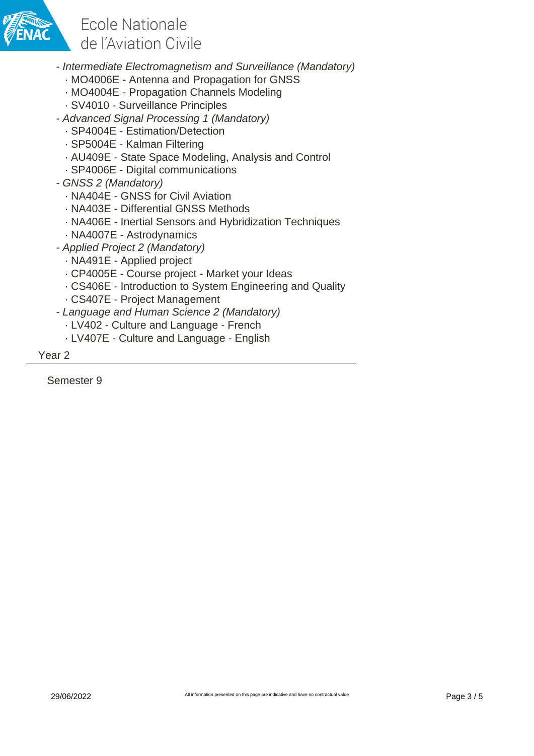- *Intermediate Electromagnetism and Surveillance (Mandatory)*
  - · MO4006E - Antenna and Propagation for GNSS
  - · MO4004E - Propagation Channels Modeling
  - · SV4010 - Surveillance Principles
- *Advanced Signal Processing 1 (Mandatory)*
  - · SP4004E - Estimation/Detection
  - · SP5004E - Kalman Filtering
  - · AU409E - State Space Modeling, Analysis and Control
  - · SP4006E - Digital communications
- *GNSS 2 (Mandatory)*
  - · NA404E - GNSS for Civil Aviation
  - · NA403E - Differential GNSS Methods
  - · NA406E - Inertial Sensors and Hybridization Techniques
  - · NA4007E - Astrodynamics
- *Applied Project 2 (Mandatory)*
  - · NA491E - Applied project
  - · CP4005E - Course project - Market your Ideas
  - · CS406E - Introduction to System Engineering and Quality
  - · CS407E - Project Management
- *Language and Human Science 2 (Mandatory)*
  - · LV402 - Culture and Language - French
  - · LV407E - Culture and Language - English

## Year 2

### Semester 9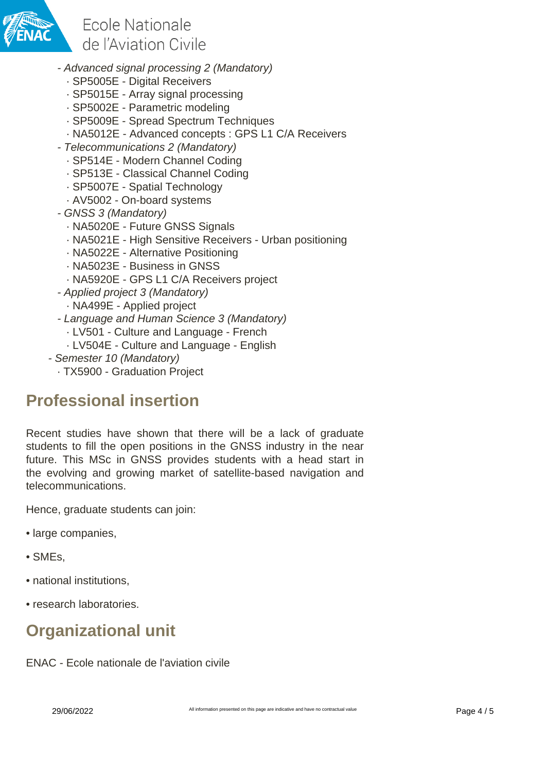- *Advanced signal processing 2 (Mandatory)*
  - · SP5005E - Digital Receivers
  - · SP5015E - Array signal processing
  - · SP5002E - Parametric modeling
  - · SP5009E - Spread Spectrum Techniques
  - · NA5012E - Advanced concepts : GPS L1 C/A Receivers
- *Telecommunications 2 (Mandatory)*
  - · SP514E - Modern Channel Coding
  - · SP513E - Classical Channel Coding
  - · SP5007E - Spatial Technology
  - · AV5002 - On-board systems
- *GNSS 3 (Mandatory)*
  - · NA5020E - Future GNSS Signals
  - · NA5021E - High Sensitive Receivers - Urban positioning
  - · NA5022E - Alternative Positioning
  - · NA5023E - Business in GNSS
  - · NA5920E - GPS L1 C/A Receivers project
- *Applied project 3 (Mandatory)*
  - · NA499E - Applied project
- *Language and Human Science 3 (Mandatory)*
  - · LV501 - Culture and Language - French
  - · LV504E - Culture and Language - English

- *Semester 10 (Mandatory)*
  - · TX5900 - Graduation Project

## Professional insertion

Recent studies have shown that there will be a lack of graduate students to fill the open positions in the GNSS industry in the near future. This MSc in GNSS provides students with a head start in the evolving and growing market of satellite-based navigation and telecommunications.

Hence, graduate students can join:

• large companies,

• SMEs,

• national institutions,

• research laboratories.

## Organizational unit

ENAC - Ecole nationale de l'aviation civile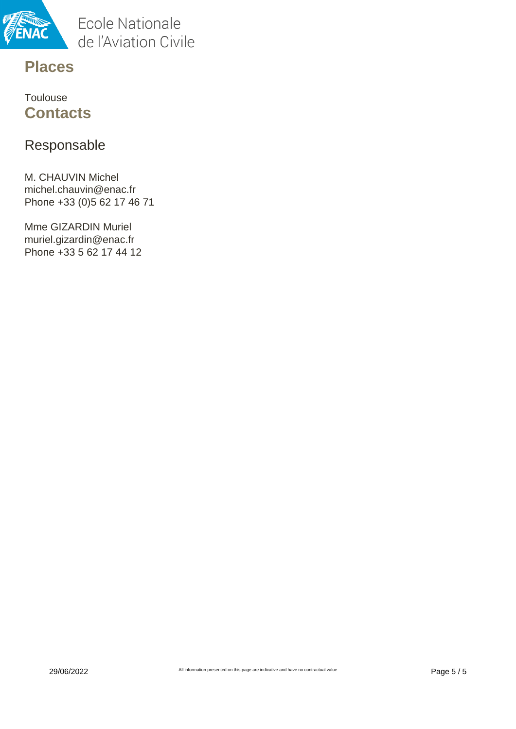## Places

Toulouse

## Contacts

### Responsable

M. CHAUVIN Michel
michel.chauvin@enac.fr
Phone +33 (0)5 62 17 46 71

Mme GIZARDIN Muriel
muriel.gizardin@enac.fr
Phone +33 5 62 17 44 12